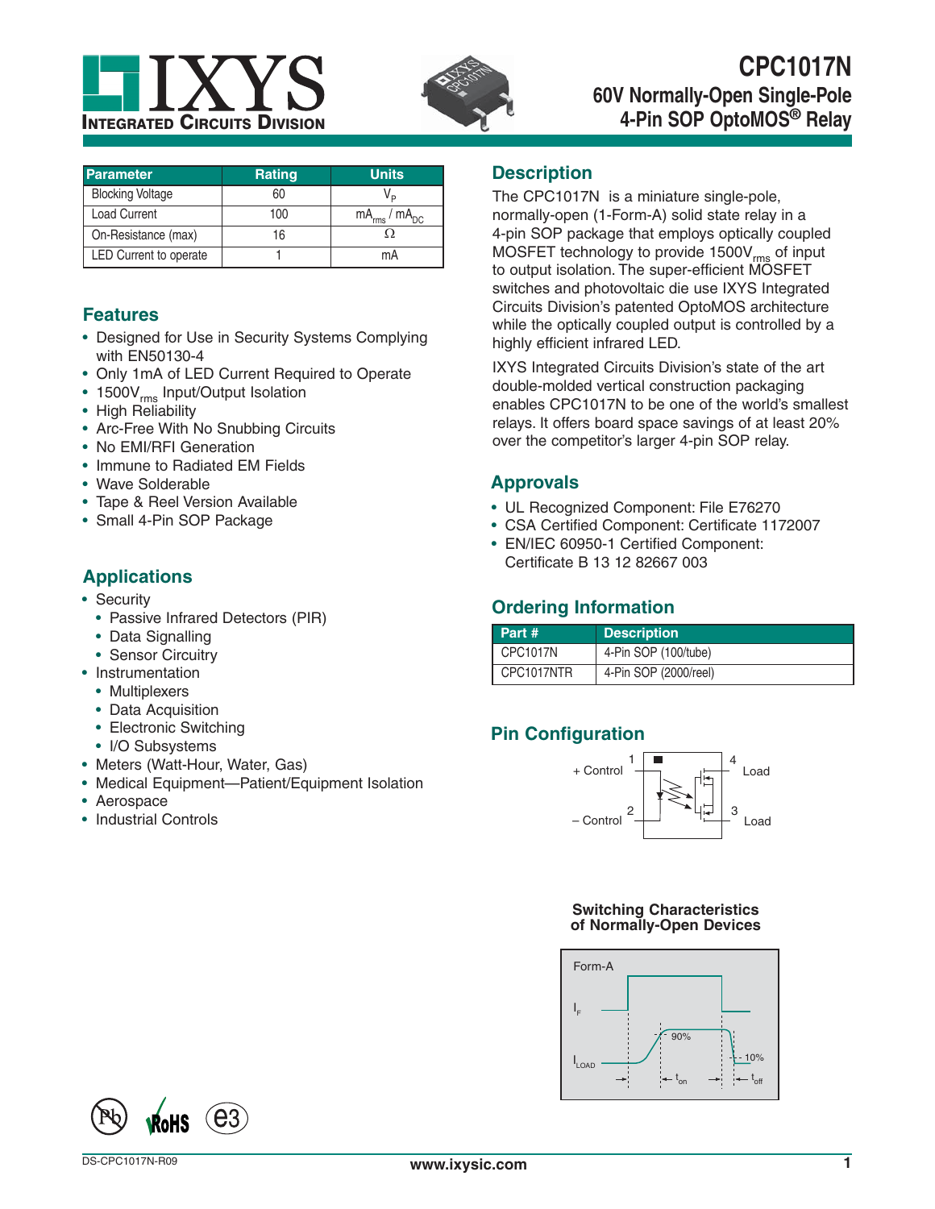# CPC1017N

## 60V Normally-Open Single-Pole 4-Pin SOP OptoMOS® Relay

| Parameter | Rating | Units |
|---|---|---|
| Blocking Voltage | 60 | $V_P$ |
| Load Current | 100 | $mA_{rms}$ / $mA_{DC}$ |
| On-Resistance (max) | 16 | Ω |
| LED Current to operate | 1 | mA |

## Features

- Designed for Use in Security Systems Complying with EN50130-4
- Only 1mA of LED Current Required to Operate
- $1500V_{rms}$ Input/Output Isolation
- High Reliability
- Arc-Free With No Snubbing Circuits
- No EMI/RFI Generation
- Immune to Radiated EM Fields
- Wave Solderable
- Tape & Reel Version Available
- Small 4-Pin SOP Package

## Applications

- Security
  - Passive Infrared Detectors (PIR)
  - Data Signalling
  - Sensor Circuitry
- Instrumentation
  - Multiplexers
  - Data Acquisition
  - Electronic Switching
  - I/O Subsystems
- Meters (Watt-Hour, Water, Gas)
- Medical Equipment—Patient/Equipment Isolation
- Aerospace
- Industrial Controls

## Description

The CPC1017N is a miniature single-pole, normally-open (1-Form-A) solid state relay in a 4-pin SOP package that employs optically coupled MOSFET technology to provide $1500V_{rms}$ of input to output isolation. The super-efficient MOSFET switches and photovoltaic die use IXYS Integrated Circuits Division's patented OptoMOS architecture while the optically coupled output is controlled by a highly efficient infrared LED.

IXYS Integrated Circuits Division's state of the art double-molded vertical construction packaging enables CPC1017N to be one of the world's smallest relays. It offers board space savings of at least 20% over the competitor's larger 4-pin SOP relay.

## Approvals

- UL Recognized Component: File E76270
- CSA Certified Component: Certificate 1172007
- EN/IEC 60950-1 Certified Component: Certificate B 13 12 82667 003

## Ordering Information

| Part # | Description |
|---|---|
| CPC1017N | 4-Pin SOP (100/tube) |
| CPC1017NTR | 4-Pin SOP (2000/reel) |

## Pin Configuration

1 + Control, 2 – Control, 3 Load, 4 Load

**Switching Characteristics of Normally-Open Devices**

Form-A: $I_F$, $I_{LOAD}$, 90%, 10%, $t_{on}$, $t_{off}$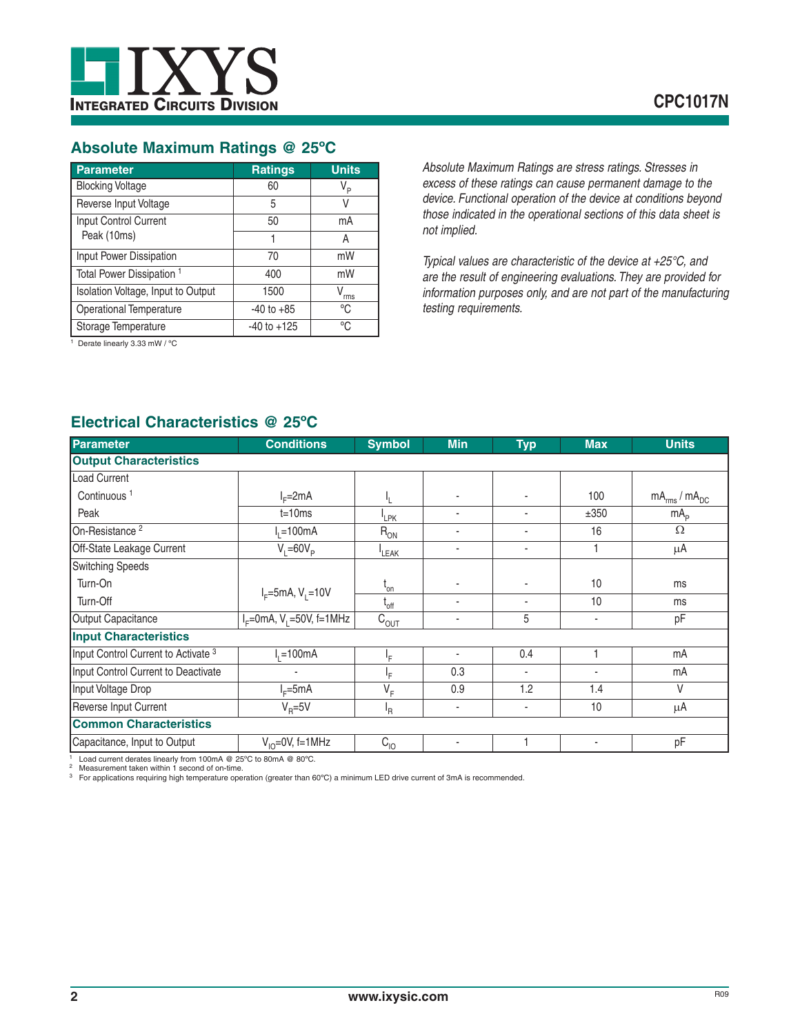## Absolute Maximum Ratings @ 25ºC

| Parameter | Ratings | Units |
|---|---|---|
| Blocking Voltage | 60 | $V_P$ |
| Reverse Input Voltage | 5 | V |
| Input Control Current | 50 | mA |
| Peak (10ms) | 1 | A |
| Input Power Dissipation | 70 | mW |
| Total Power Dissipation [1] | 400 | mW |
| Isolation Voltage, Input to Output | 1500 | $V_{rms}$ |
| Operational Temperature | -40 to +85 | °C |
| Storage Temperature | -40 to +125 | °C |

[1] Derate linearly 3.33 mW / °C

*Absolute Maximum Ratings are stress ratings. Stresses in excess of these ratings can cause permanent damage to the device. Functional operation of the device at conditions beyond those indicated in the operational sections of this data sheet is not implied.*

*Typical values are characteristic of the device at +25°C, and are the result of engineering evaluations. They are provided for information purposes only, and are not part of the manufacturing testing requirements.*

## Electrical Characteristics @ 25ºC

| Parameter | Conditions | Symbol | Min | Typ | Max | Units |
|---|---|---|---|---|---|---|
| **Output Characteristics** | | | | | | |
| Load Current | | | | | | |
| Continuous [1] | $I_F$=2mA | $I_L$ | - | - | 100 | $mA_{rms}$ / $mA_{DC}$ |
| Peak | t=10ms | $I_{LPK}$ | - | - | ±350 | $mA_P$ |
| On-Resistance [2] | $I_L$=100mA | $R_{ON}$ | - | - | 16 | Ω |
| Off-State Leakage Current | $V_L$=60$V_P$ | $I_{LEAK}$ | - | - | 1 | µA |
| Switching Speeds | | | | | | |
| Turn-On | $I_F$=5mA, $V_L$=10V | $t_{on}$ | - | - | 10 | ms |
| Turn-Off | | $t_{off}$ | - | - | 10 | ms |
| Output Capacitance | $I_F$=0mA, $V_L$=50V, f=1MHz | $C_{OUT}$ | - | 5 | - | pF |
| **Input Characteristics** | | | | | | |
| Input Control Current to Activate [3] | $I_L$=100mA | $I_F$ | - | 0.4 | 1 | mA |
| Input Control Current to Deactivate | - | $I_F$ | 0.3 | - | - | mA |
| Input Voltage Drop | $I_F$=5mA | $V_F$ | 0.9 | 1.2 | 1.4 | V |
| Reverse Input Current | $V_R$=5V | $I_R$ | - | - | 10 | µA |
| **Common Characteristics** | | | | | | |
| Capacitance, Input to Output | $V_{IO}$=0V, f=1MHz | $C_{IO}$ | - | 1 | - | pF |

[1] Load current derates linearly from 100mA @ 25ºC to 80mA @ 80ºC.
[2] Measurement taken within 1 second of on-time.
[3] For applications requiring high temperature operation (greater than 60ºC) a minimum LED drive current of 3mA is recommended.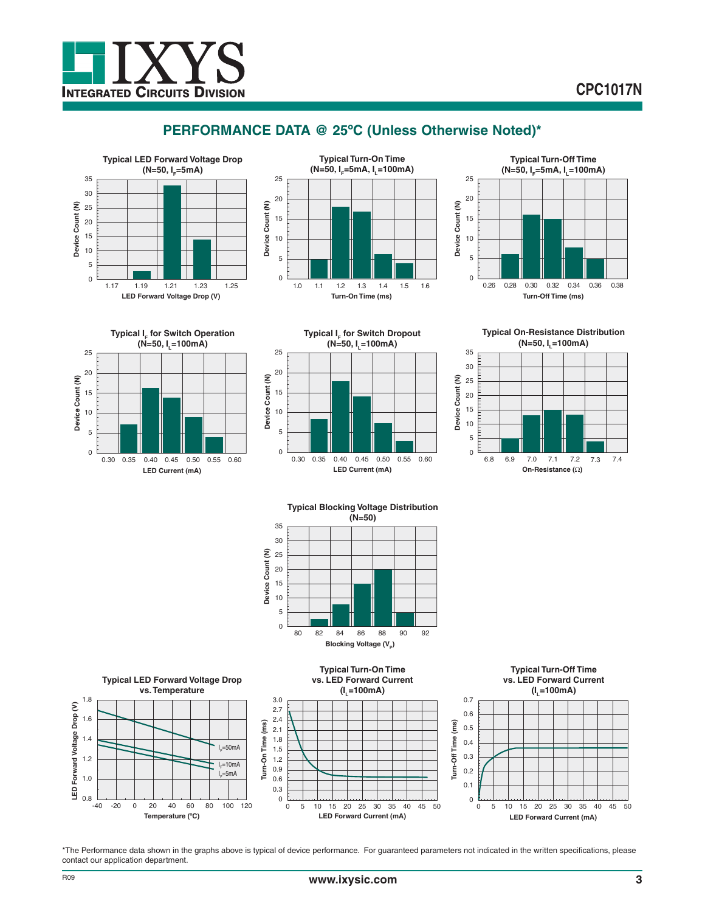## PERFORMANCE DATA @ 25ºC (Unless Otherwise Noted)*

**Typical LED Forward Voltage Drop ($N=50$, $I_F=5mA$)**

Device Count (N) vs. LED Forward Voltage Drop (V)

**Typical Turn-On Time ($N=50$, $I_F=5mA$, $I_L=100mA$)**

Device Count (N) vs. Turn-On Time (ms)

**Typical Turn-Off Time ($N=50$, $I_F=5mA$, $I_L=100mA$)**

Device Count (N) vs. Turn-Off Time (ms)

**Typical $I_F$ for Switch Operation ($N=50$, $I_L=100mA$)**

Device Count (N) vs. LED Current (mA)

**Typical $I_F$ for Switch Dropout ($N=50$, $I_L=100mA$)**

Device Count (N) vs. LED Current (mA)

**Typical On-Resistance Distribution ($N=50$, $I_L=100mA$)**

Device Count (N) vs. On-Resistance (Ω)

**Typical Blocking Voltage Distribution ($N=50$)**

Device Count (N) vs. Blocking Voltage ($V_P$)

**Typical LED Forward Voltage Drop vs. Temperature**

LED Forward Voltage Drop (V) vs. Temperature (ºC); curves: $I_F=50mA$, $I_F=10mA$, $I_F=5mA$

**Typical Turn-On Time vs. LED Forward Current ($I_L=100mA$)**

Turn-On Time (ms) vs. LED Forward Current (mA)

**Typical Turn-Off Time vs. LED Forward Current ($I_L=100mA$)**

Turn-Off Time (ms) vs. LED Forward Current (mA)

*The Performance data shown in the graphs above is typical of device performance. For guaranteed parameters not indicated in the written specifications, please contact our application department.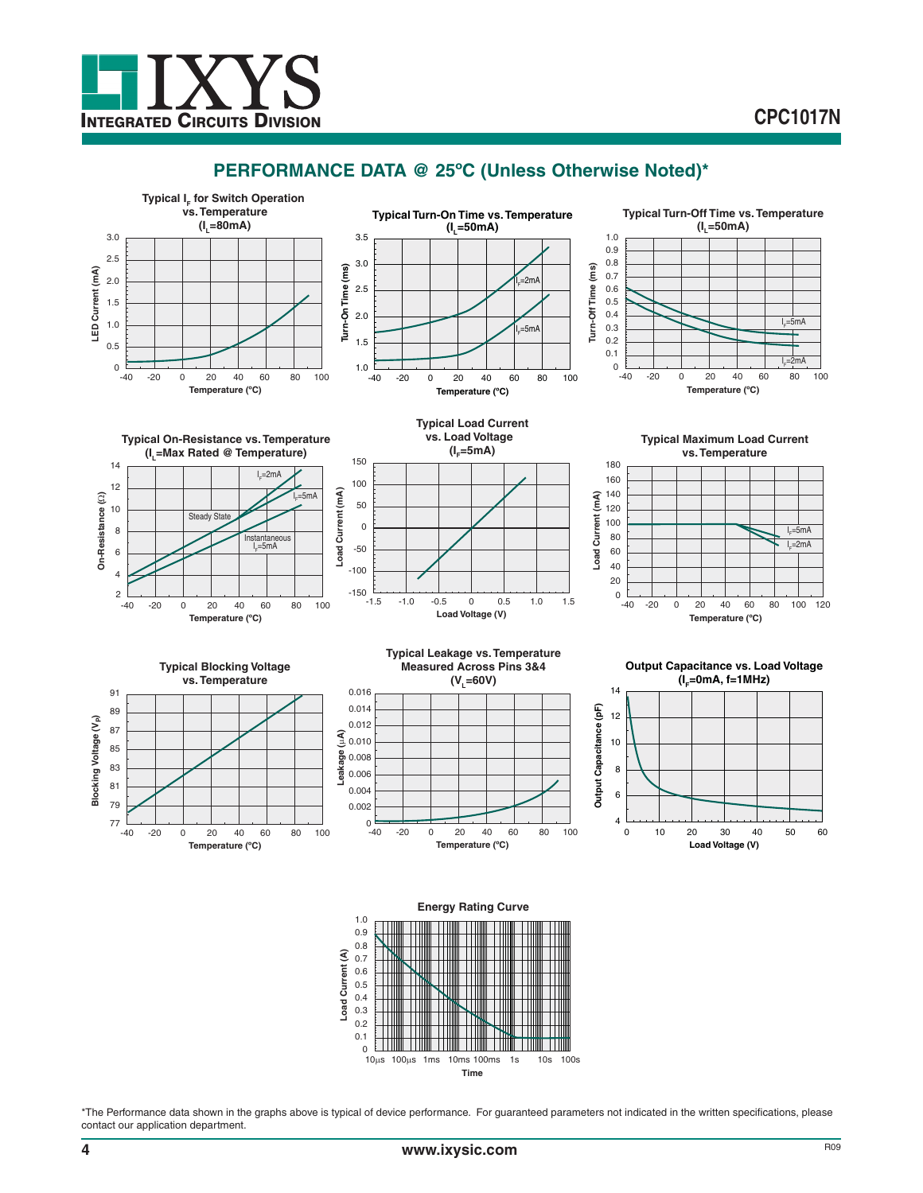## PERFORMANCE DATA @ 25ºC (Unless Otherwise Noted)*

**Typical $I_F$ for Switch Operation vs. Temperature ($I_L$=80mA)**

**Typical Turn-On Time vs. Temperature ($I_L$=50mA)**

**Typical Turn-Off Time vs. Temperature ($I_L$=50mA)**

**Typical On-Resistance vs. Temperature ($I_L$=Max Rated @ Temperature)**

**Typical Load Current vs. Load Voltage ($I_F$=5mA)**

**Typical Maximum Load Current vs. Temperature**

**Typical Blocking Voltage vs. Temperature**

**Typical Leakage vs. Temperature Measured Across Pins 3&4 ($V_L$=60V)**

**Output Capacitance vs. Load Voltage ($I_F$=0mA, f=1MHz)**

**Energy Rating Curve**

*The Performance data shown in the graphs above is typical of device performance. For guaranteed parameters not indicated in the written specifications, please contact our application department.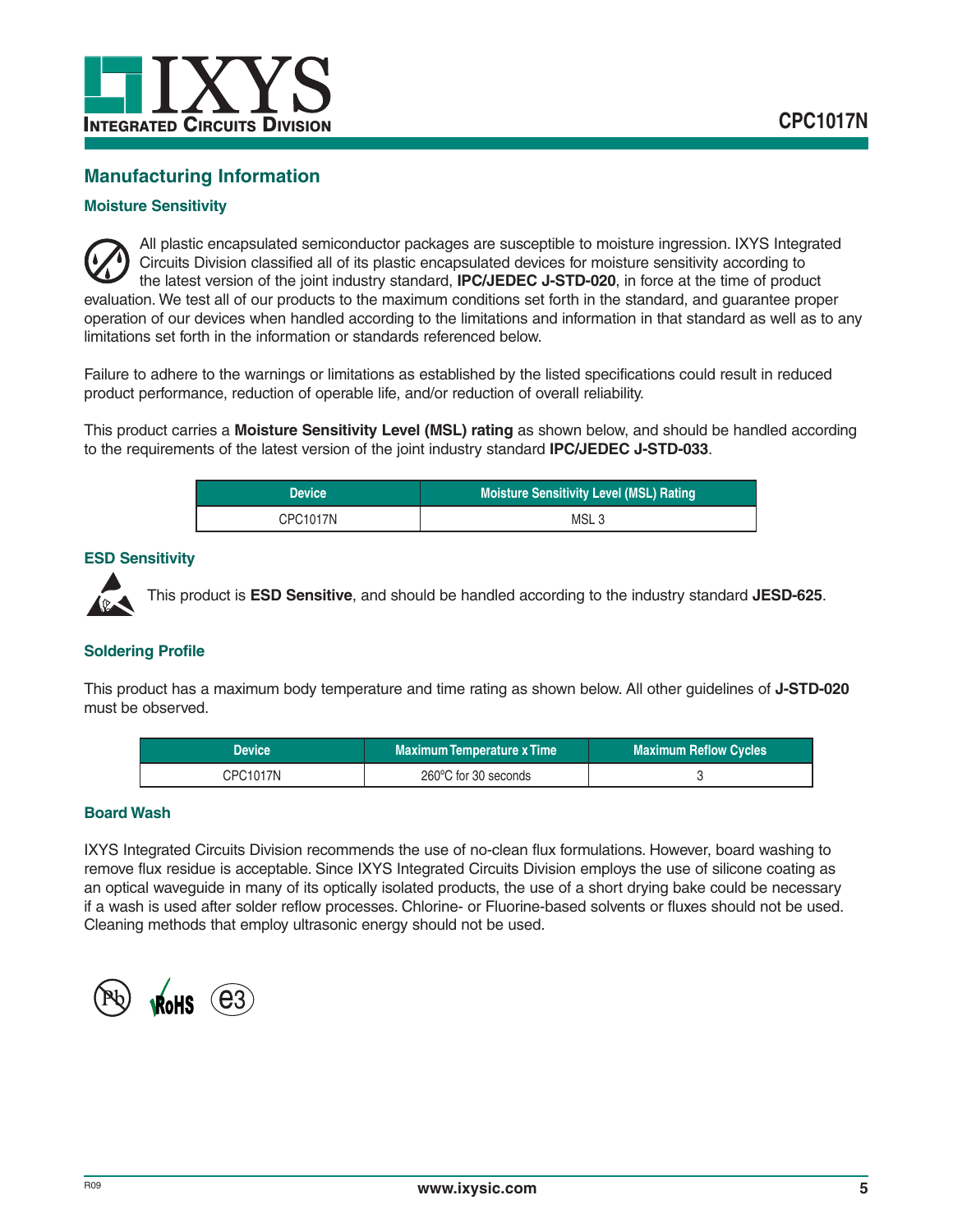## Manufacturing Information

### Moisture Sensitivity

All plastic encapsulated semiconductor packages are susceptible to moisture ingression. IXYS Integrated Circuits Division classified all of its plastic encapsulated devices for moisture sensitivity according to the latest version of the joint industry standard, **IPC/JEDEC J-STD-020**, in force at the time of product evaluation. We test all of our products to the maximum conditions set forth in the standard, and guarantee proper operation of our devices when handled according to the limitations and information in that standard as well as to any limitations set forth in the information or standards referenced below.

Failure to adhere to the warnings or limitations as established by the listed specifications could result in reduced product performance, reduction of operable life, and/or reduction of overall reliability.

This product carries a **Moisture Sensitivity Level (MSL) rating** as shown below, and should be handled according to the requirements of the latest version of the joint industry standard **IPC/JEDEC J-STD-033**.

| Device | Moisture Sensitivity Level (MSL) Rating |
|---|---|
| CPC1017N | MSL 3 |

### ESD Sensitivity

This product is **ESD Sensitive**, and should be handled according to the industry standard **JESD-625**.

### Soldering Profile

This product has a maximum body temperature and time rating as shown below. All other guidelines of **J-STD-020** must be observed.

| Device | Maximum Temperature x Time | Maximum Reflow Cycles |
|---|---|---|
| CPC1017N | 260°C for 30 seconds | 3 |

### Board Wash

IXYS Integrated Circuits Division recommends the use of no-clean flux formulations. However, board washing to remove flux residue is acceptable. Since IXYS Integrated Circuits Division employs the use of silicone coating as an optical waveguide in many of its optically isolated products, the use of a short drying bake could be necessary if a wash is used after solder reflow processes. Chlorine- or Fluorine-based solvents or fluxes should not be used. Cleaning methods that employ ultrasonic energy should not be used.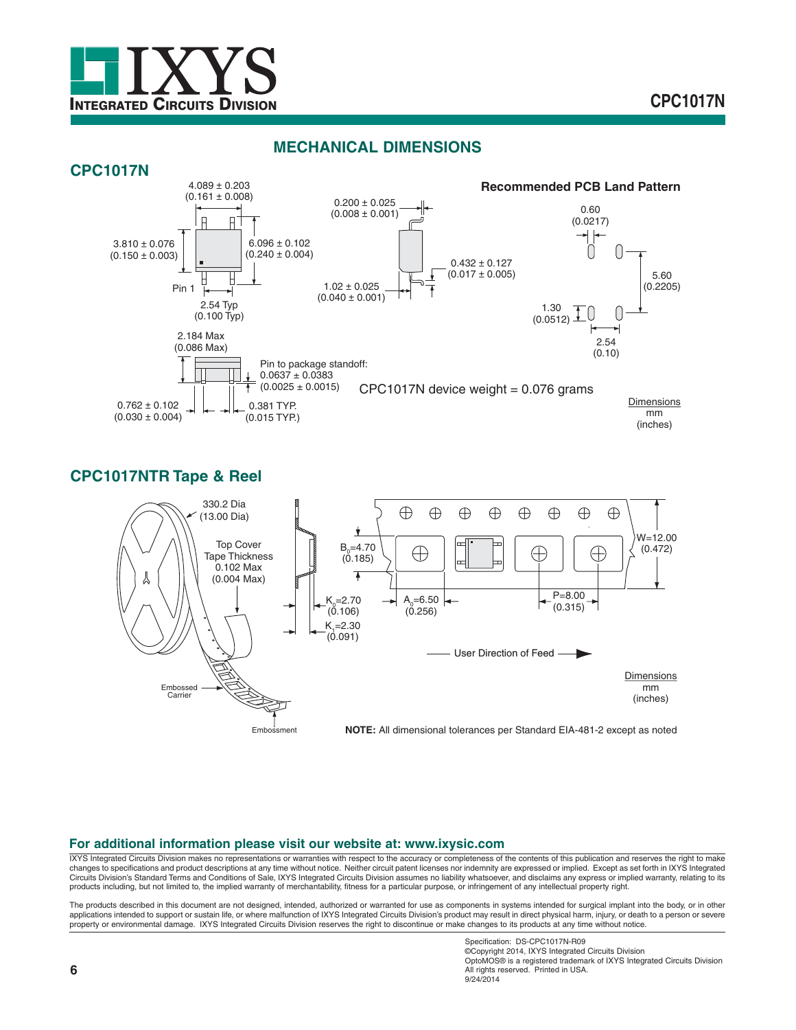## MECHANICAL DIMENSIONS

### CPC1017N

4.089 ± 0.203
(0.161 ± 0.008)

3.810 ± 0.076
(0.150 ± 0.003)

6.096 ± 0.102
(0.240 ± 0.004)

Pin 1

2.54 Typ
(0.100 Typ)

0.200 ± 0.025
(0.008 ± 0.001)

0.432 ± 0.127
(0.017 ± 0.005)

1.02 ± 0.025
(0.040 ± 0.001)

2.184 Max
(0.086 Max)

Pin to package standoff:
0.0637 ± 0.0383
(0.0025 ± 0.0015)

0.762 ± 0.102
(0.030 ± 0.004)

0.381 TYP.
(0.015 TYP.)

**Recommended PCB Land Pattern**

0.60
(0.0217)

5.60
(0.2205)

1.30
(0.0512)

2.54
(0.10)

CPC1017N device weight = 0.076 grams

Dimensions
mm
(inches)

### CPC1017NTR Tape & Reel

330.2 Dia
(13.00 Dia)

Top Cover
Tape Thickness
0.102 Max
(0.004 Max)

Embossed
Carrier

Embossment

$B_0$=4.70
(0.185)

$K_0$=2.70
(0.106)

$K_1$=2.30
(0.091)

$A_0$=6.50
(0.256)

P=8.00
(0.315)

W=12.00
(0.472)

User Direction of Feed

Dimensions
mm
(inches)

**NOTE:** All dimensional tolerances per Standard EIA-481-2 except as noted

### For additional information please visit our website at: www.ixysic.com

IXYS Integrated Circuits Division makes no representations or warranties with respect to the accuracy or completeness of the contents of this publication and reserves the right to make changes to specifications and product descriptions at any time without notice. Neither circuit patent licenses nor indemnity are expressed or implied. Except as set forth in IXYS Integrated Circuits Division's Standard Terms and Conditions of Sale, IXYS Integrated Circuits Division assumes no liability whatsoever, and disclaims any express or implied warranty, relating to its products including, but not limited to, the implied warranty of merchantability, fitness for a particular purpose, or infringement of any intellectual property right.

The products described in this document are not designed, intended, authorized or warranted for use as components in systems intended for surgical implant into the body, or in other applications intended to support or sustain life, or where malfunction of IXYS Integrated Circuits Division's product may result in direct physical harm, injury, or death to a person or severe property or environmental damage. IXYS Integrated Circuits Division reserves the right to discontinue or make changes to its products at any time without notice.

Specification: DS-CPC1017N-R09
©Copyright 2014, IXYS Integrated Circuits Division
OptoMOS® is a registered trademark of IXYS Integrated Circuits Division
All rights reserved. Printed in USA.
9/24/2014